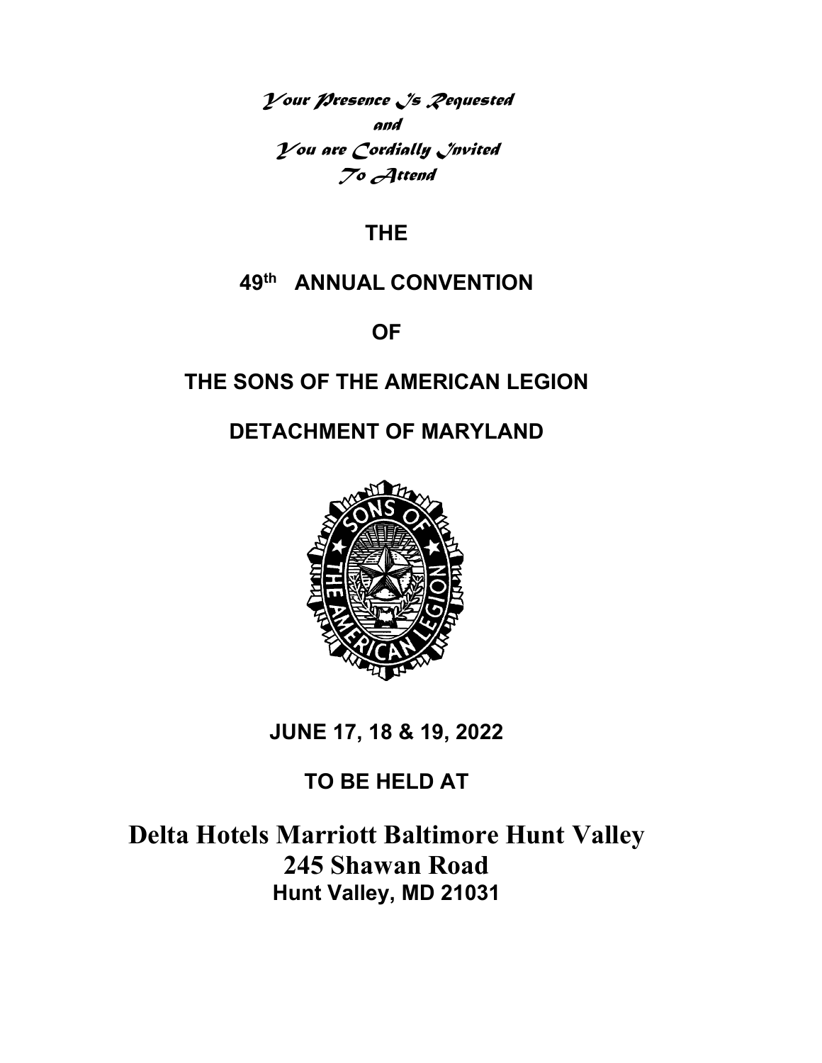*Your Presence Is Requested*
*and*
*You are Cordially Invited*
*To Attend*

**THE**

**49th ANNUAL CONVENTION**

**OF**

**THE SONS OF THE AMERICAN LEGION**

**DETACHMENT OF MARYLAND**

**JUNE 17, 18 & 19, 2022**

**TO BE HELD AT**

# Delta Hotels Marriott Baltimore Hunt Valley
## 245 Shawan Road
**Hunt Valley, MD 21031**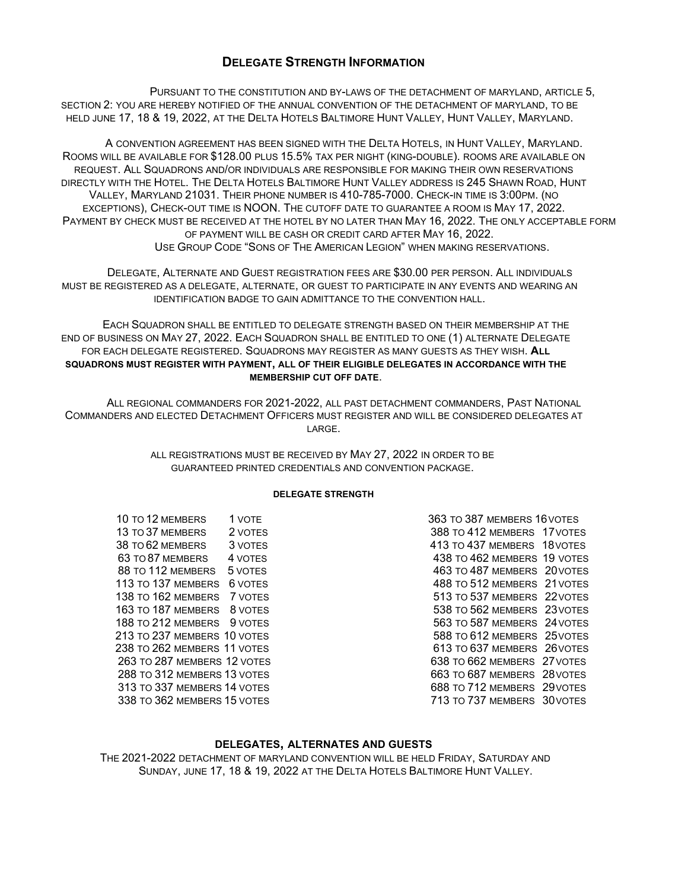## Delegate Strength Information

Pursuant to the constitution and by-laws of the detachment of maryland, article 5, section 2: you are hereby notified of the annual convention of the detachment of maryland, to be held june 17, 18 & 19, 2022, at the Delta Hotels Baltimore Hunt Valley, Hunt Valley, Maryland.

A convention agreement has been signed with the Delta Hotels, in Hunt Valley, Maryland. Rooms will be available for $128.00 plus 15.5% tax per night (king-double). rooms are available on request. All Squadrons and/or individuals are responsible for making their own reservations directly with the Hotel. The Delta Hotels Baltimore Hunt Valley address is 245 Shawn Road, Hunt Valley, Maryland 21031. Their phone number is 410-785-7000. Check-in time is 3:00pm. (no exceptions), Check-out time is NOON. The cutoff date to guarantee a room is May 17, 2022. Payment by check must be received at the hotel by no later than May 16, 2022. The only acceptable form of payment will be cash or credit card after May 16, 2022.
Use Group Code "Sons of The American Legion" when making reservations.

Delegate, Alternate and Guest registration fees are $30.00 per person. All individuals must be registered as a delegate, alternate, or guest to participate in any events and wearing an identification badge to gain admittance to the convention hall.

Each Squadron shall be entitled to delegate strength based on their membership at the end of business on May 27, 2022. Each Squadron shall be entitled to one (1) alternate Delegate for each delegate registered. Squadrons may register as many guests as they wish. **All squadrons must register with payment, all of their eligible delegates in accordance with the membership cut off date**.

All regional commanders for 2021-2022, all past detachment commanders, Past National Commanders and elected Detachment Officers must register and will be considered delegates at large.

all registrations must be received by May 27, 2022 in order to be guaranteed printed credentials and convention package.

**DELEGATE STRENGTH**

| Members | Votes | Members | Votes |
|---|---|---|---|
| 10 to 12 members | 1 vote | 363 to 387 members | 16 votes |
| 13 to 37 members | 2 votes | 388 to 412 members | 17 votes |
| 38 to 62 members | 3 votes | 413 to 437 members | 18 votes |
| 63 to 87 members | 4 votes | 438 to 462 members | 19 votes |
| 88 to 112 members | 5 votes | 463 to 487 members | 20 votes |
| 113 to 137 members | 6 votes | 488 to 512 members | 21 votes |
| 138 to 162 members | 7 votes | 513 to 537 members | 22 votes |
| 163 to 187 members | 8 votes | 538 to 562 members | 23 votes |
| 188 to 212 members | 9 votes | 563 to 587 members | 24 votes |
| 213 to 237 members | 10 votes | 588 to 612 members | 25 votes |
| 238 to 262 members | 11 votes | 613 to 637 members | 26 votes |
| 263 to 287 members | 12 votes | 638 to 662 members | 27 votes |
| 288 to 312 members | 13 votes | 663 to 687 members | 28 votes |
| 313 to 337 members | 14 votes | 688 to 712 members | 29 votes |
| 338 to 362 members | 15 votes | 713 to 737 members | 30 votes |

### DELEGATES, ALTERNATES AND GUESTS

The 2021-2022 detachment of maryland convention will be held Friday, Saturday and Sunday, june 17, 18 & 19, 2022 at the Delta Hotels Baltimore Hunt Valley.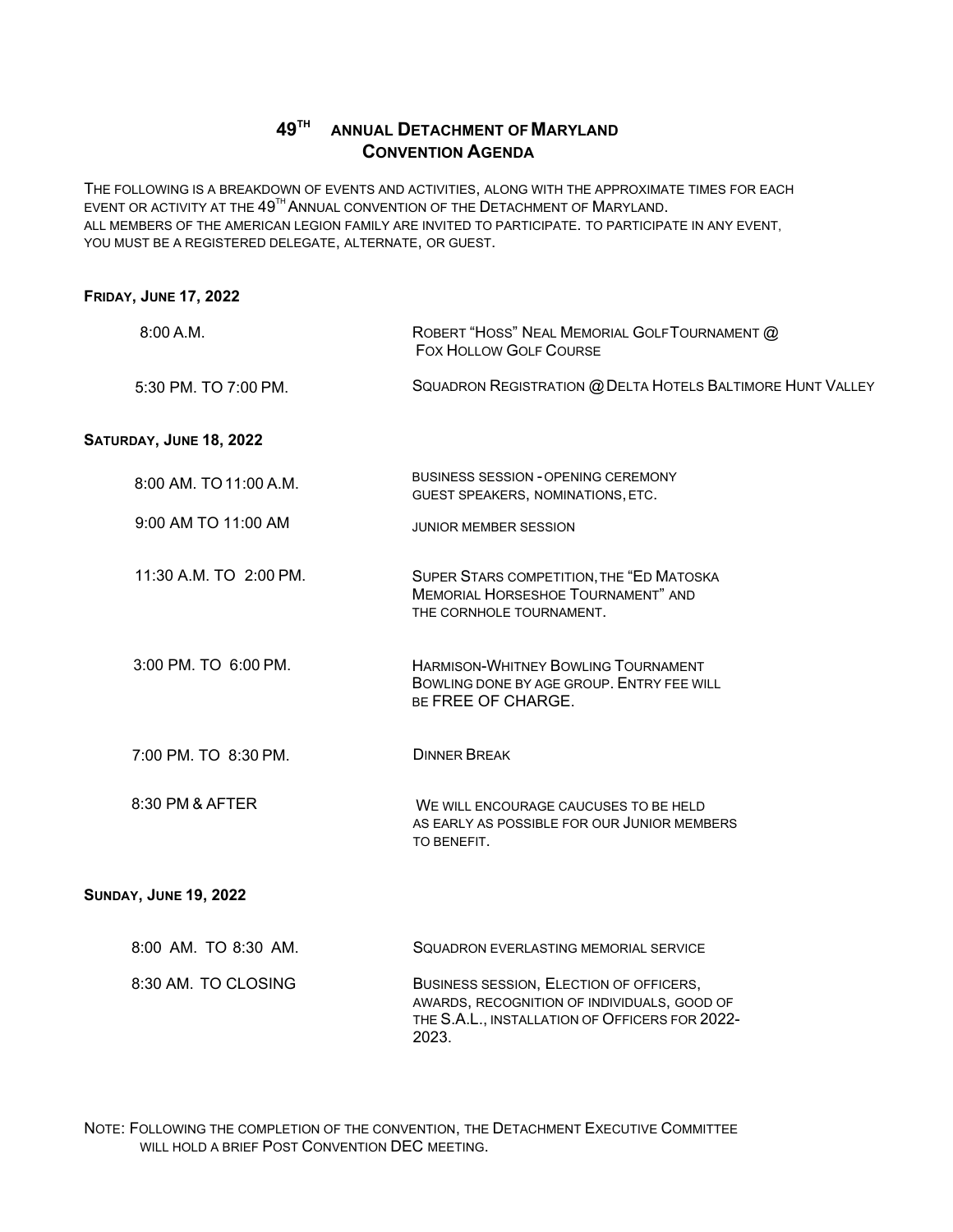# 49TH ANNUAL DETACHMENT OF MARYLAND CONVENTION AGENDA

THE FOLLOWING IS A BREAKDOWN OF EVENTS AND ACTIVITIES, ALONG WITH THE APPROXIMATE TIMES FOR EACH EVENT OR ACTIVITY AT THE 49TH ANNUAL CONVENTION OF THE DETACHMENT OF MARYLAND.
ALL MEMBERS OF THE AMERICAN LEGION FAMILY ARE INVITED TO PARTICIPATE. TO PARTICIPATE IN ANY EVENT, YOU MUST BE A REGISTERED DELEGATE, ALTERNATE, OR GUEST.

**FRIDAY, JUNE 17, 2022**

| | |
|---|---|
| 8:00 A.M. | ROBERT "HOSS" NEAL MEMORIAL GOLF TOURNAMENT @ FOX HOLLOW GOLF COURSE |
| 5:30 PM. TO 7:00 PM. | SQUADRON REGISTRATION @ DELTA HOTELS BALTIMORE HUNT VALLEY |

**SATURDAY, JUNE 18, 2022**

| | |
|---|---|
| 8:00 AM. TO 11:00 A.M. | BUSINESS SESSION - OPENING CEREMONY GUEST SPEAKERS, NOMINATIONS, ETC. |
| 9:00 AM TO 11:00 AM | JUNIOR MEMBER SESSION |
| 11:30 A.M. TO 2:00 PM. | SUPER STARS COMPETITION, THE "ED MATOSKA MEMORIAL HORSESHOE TOURNAMENT" AND THE CORNHOLE TOURNAMENT. |
| 3:00 PM. TO 6:00 PM. | HARMISON-WHITNEY BOWLING TOURNAMENT BOWLING DONE BY AGE GROUP. ENTRY FEE WILL BE FREE OF CHARGE. |
| 7:00 PM. TO 8:30 PM. | DINNER BREAK |
| 8:30 PM & AFTER | WE WILL ENCOURAGE CAUCUSES TO BE HELD AS EARLY AS POSSIBLE FOR OUR JUNIOR MEMBERS TO BENEFIT. |

**SUNDAY, JUNE 19, 2022**

| | |
|---|---|
| 8:00 AM. TO 8:30 AM. | SQUADRON EVERLASTING MEMORIAL SERVICE |
| 8:30 AM. TO CLOSING | BUSINESS SESSION, ELECTION OF OFFICERS, AWARDS, RECOGNITION OF INDIVIDUALS, GOOD OF THE S.A.L., INSTALLATION OF OFFICERS FOR 2022-2023. |

NOTE: FOLLOWING THE COMPLETION OF THE CONVENTION, THE DETACHMENT EXECUTIVE COMMITTEE WILL HOLD A BRIEF POST CONVENTION DEC MEETING.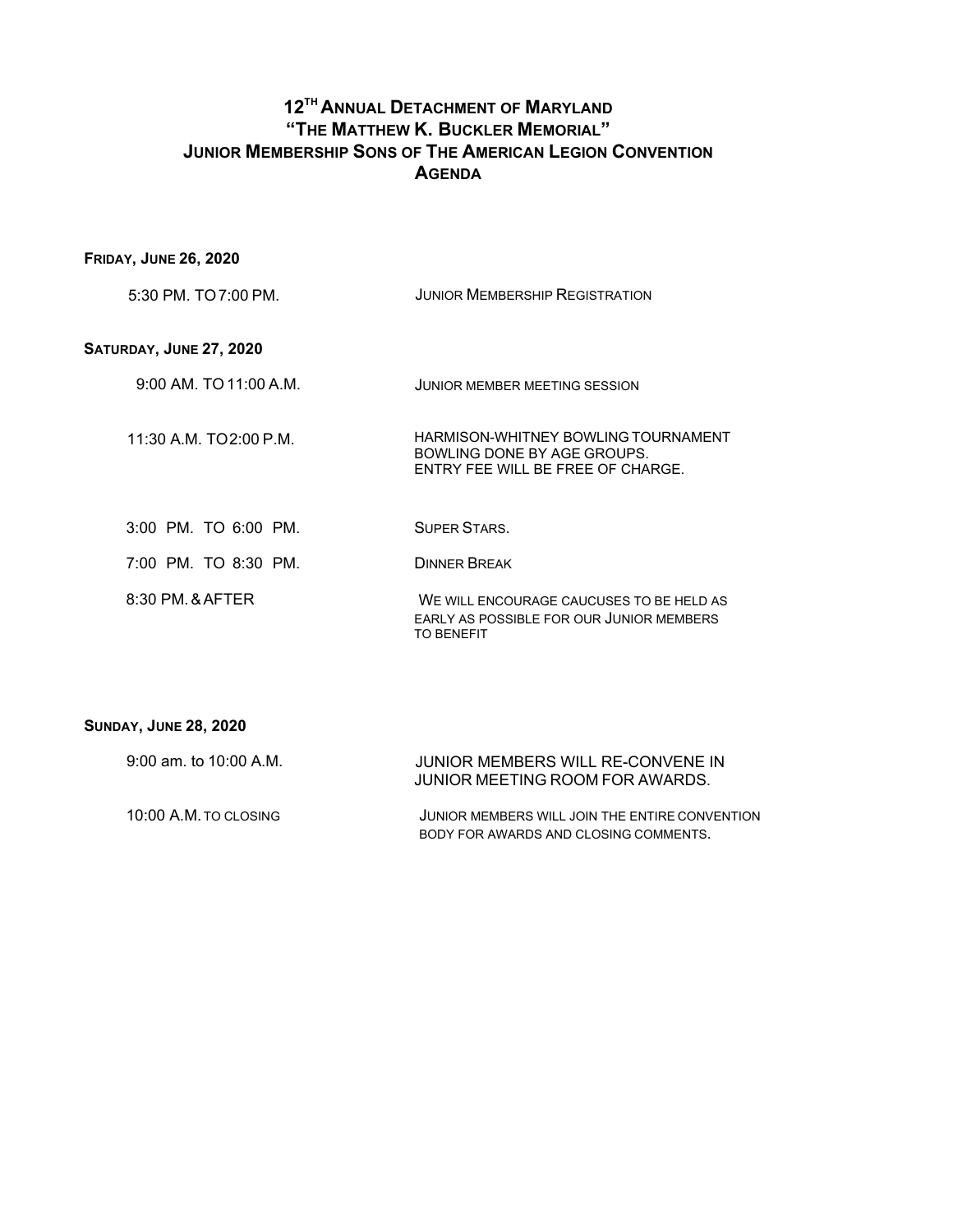# 12TH ANNUAL DETACHMENT OF MARYLAND
# "THE MATTHEW K. BUCKLER MEMORIAL"
# JUNIOR MEMBERSHIP SONS OF THE AMERICAN LEGION CONVENTION
# AGENDA

**FRIDAY, JUNE 26, 2020**

| | |
|---|---|
| 5:30 PM. TO 7:00 PM. | JUNIOR MEMBERSHIP REGISTRATION |

**SATURDAY, JUNE 27, 2020**

| | |
|---|---|
| 9:00 AM. TO 11:00 A.M. | JUNIOR MEMBER MEETING SESSION |
| 11:30 A.M. TO 2:00 P.M. | HARMISON-WHITNEY BOWLING TOURNAMENT<br>BOWLING DONE BY AGE GROUPS.<br>ENTRY FEE WILL BE FREE OF CHARGE. |
| 3:00 PM. TO 6:00 PM. | SUPER STARS. |
| 7:00 PM. TO 8:30 PM. | DINNER BREAK |
| 8:30 PM. & AFTER | WE WILL ENCOURAGE CAUCUSES TO BE HELD AS EARLY AS POSSIBLE FOR OUR JUNIOR MEMBERS TO BENEFIT |

**SUNDAY, JUNE 28, 2020**

| | |
|---|---|
| 9:00 am. to 10:00 A.M. | JUNIOR MEMBERS WILL RE-CONVENE IN JUNIOR MEETING ROOM FOR AWARDS. |
| 10:00 A.M. TO CLOSING | JUNIOR MEMBERS WILL JOIN THE ENTIRE CONVENTION BODY FOR AWARDS AND CLOSING COMMENTS. |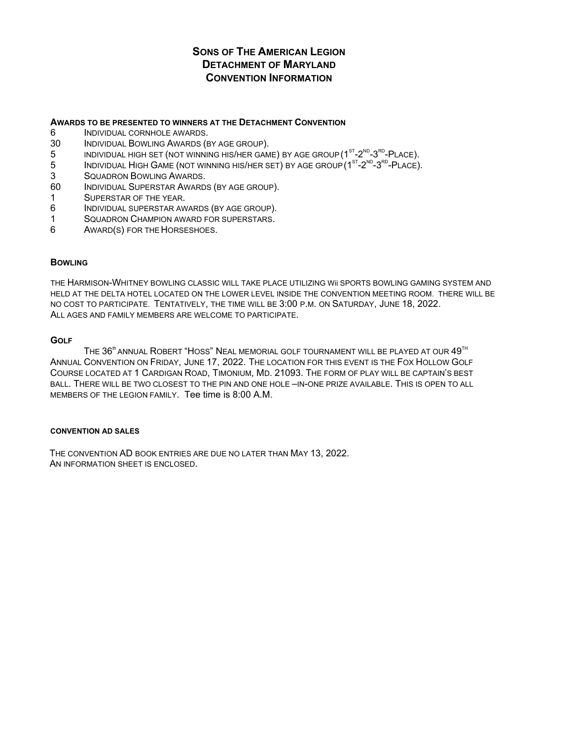# Sons of The American Legion
# Detachment of Maryland
# Convention Information

**Awards to be presented to winners at the Detachment Convention**

| | |
|---|---|
| 6 | Individual cornhole awards. |
| 30 | Individual Bowling Awards (by age group). |
| 5 | individual high set (not winning his/her game) by age group (1st-2nd-3rd-Place). |
| 5 | Individual High Game (not winning his/her set) by age group (1st-2nd-3rd-Place). |
| 3 | Squadron Bowling Awards. |
| 60 | Individual Superstar Awards (by age group). |
| 1 | Superstar of the year. |
| 6 | Individual superstar awards (by age group). |
| 1 | Squadron Champion award for superstars. |
| 6 | Award(s) for the Horseshoes. |

**Bowling**

The Harmison-Whitney bowling classic will take place utilizing Wii sports bowling gaming system and held at the delta hotel located on the lower level inside the convention meeting room. There will be no cost to participate. Tentatively, the time will be 3:00 p.m. on Saturday, June 18, 2022. All ages and family members are welcome to participate.

**Golf**

The 36th annual Robert "Hoss" Neal memorial golf tournament will be played at our 49th Annual Convention on Friday, June 17, 2022. The location for this event is the Fox Hollow Golf Course located at 1 Cardigan Road, Timonium, Md. 21093. The form of play will be captain's best ball. There will be two closest to the pin and one hole –in-one prize available. This is open to all members of the legion family. Tee time is 8:00 A.M.

**Convention Ad Sales**

The convention AD book entries are due no later than May 13, 2022.
An information sheet is enclosed.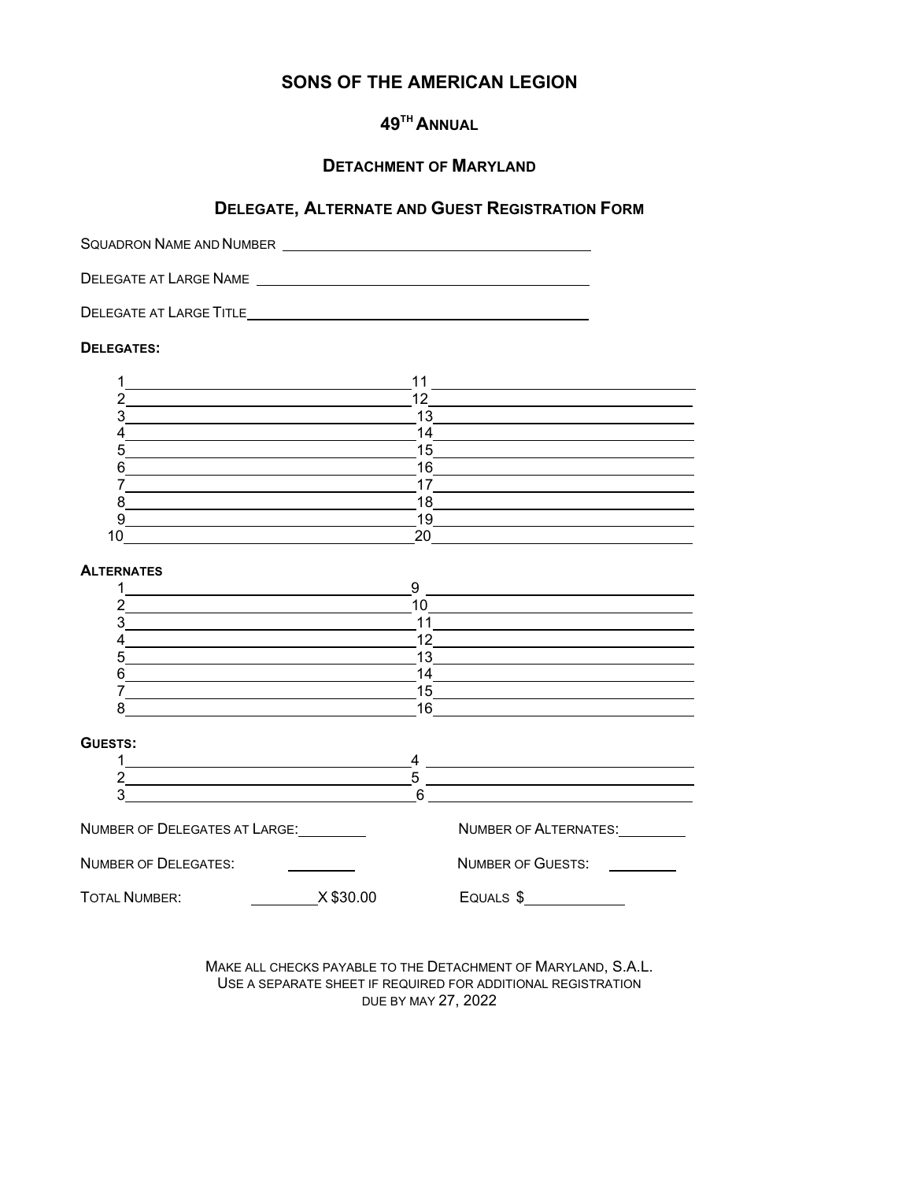# SONS OF THE AMERICAN LEGION

## 49TH ANNUAL

## DETACHMENT OF MARYLAND

## DELEGATE, ALTERNATE AND GUEST REGISTRATION FORM

SQUADRON NAME AND NUMBER ______________________________

DELEGATE AT LARGE NAME ______________________________

DELEGATE AT LARGE TITLE ______________________________

**DELEGATES:**

| | |
|---|---|
| 1 ______________________ | 11 ______________________ |
| 2 ______________________ | 12 ______________________ |
| 3 ______________________ | 13 ______________________ |
| 4 ______________________ | 14 ______________________ |
| 5 ______________________ | 15 ______________________ |
| 6 ______________________ | 16 ______________________ |
| 7 ______________________ | 17 ______________________ |
| 8 ______________________ | 18 ______________________ |
| 9 ______________________ | 19 ______________________ |
| 10 ______________________ | 20 ______________________ |

**ALTERNATES**

| | |
|---|---|
| 1 ______________________ | 9 ______________________ |
| 2 ______________________ | 10 ______________________ |
| 3 ______________________ | 11 ______________________ |
| 4 ______________________ | 12 ______________________ |
| 5 ______________________ | 13 ______________________ |
| 6 ______________________ | 14 ______________________ |
| 7 ______________________ | 15 ______________________ |
| 8 ______________________ | 16 ______________________ |

**GUESTS:**

| | |
|---|---|
| 1 ______________________ | 4 ______________________ |
| 2 ______________________ | 5 ______________________ |
| 3 ______________________ | 6 ______________________ |

NUMBER OF DELEGATES AT LARGE: ________ NUMBER OF ALTERNATES: ________

NUMBER OF DELEGATES: ________ NUMBER OF GUESTS: ________

TOTAL NUMBER: ________ X $30.00 EQUALS $ ____________

MAKE ALL CHECKS PAYABLE TO THE DETACHMENT OF MARYLAND, S.A.L.
USE A SEPARATE SHEET IF REQUIRED FOR ADDITIONAL REGISTRATION
DUE BY MAY 27, 2022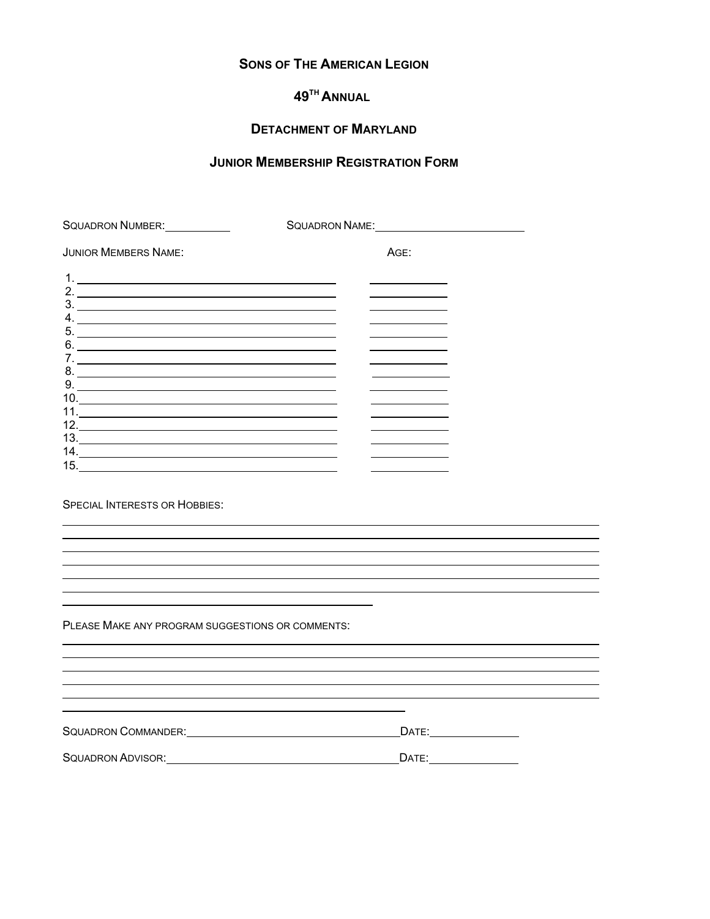# SONS OF THE AMERICAN LEGION

## 49TH ANNUAL

## DETACHMENT OF MARYLAND

## JUNIOR MEMBERSHIP REGISTRATION FORM

SQUADRON NUMBER: __________ SQUADRON NAME: ______________________

| JUNIOR MEMBERS NAME: | AGE: |
| --- | --- |
| 1. ______________________________ | __________ |
| 2. ______________________________ | __________ |
| 3. ______________________________ | __________ |
| 4. ______________________________ | __________ |
| 5. ______________________________ | __________ |
| 6. ______________________________ | __________ |
| 7. ______________________________ | __________ |
| 8. ______________________________ | __________ |
| 9. ______________________________ | __________ |
| 10. ______________________________ | __________ |
| 11. ______________________________ | __________ |
| 12. ______________________________ | __________ |
| 13. ______________________________ | __________ |
| 14. ______________________________ | __________ |
| 15. ______________________________ | __________ |

SPECIAL INTERESTS OR HOBBIES:

________________________________________________________________________________
________________________________________________________________________________
________________________________________________________________________________
________________________________________________________________________________
________________________________________________________________________________
________________________________________________________________________________
______________________________________________

PLEASE MAKE ANY PROGRAM SUGGESTIONS OR COMMENTS:

________________________________________________________________________________
________________________________________________________________________________
________________________________________________________________________________
________________________________________________________________________________
________________________________________________________________________________
__________________________________________________

SQUADRON COMMANDER: ______________________________ DATE: ____________

SQUADRON ADVISOR: ______________________________ DATE: ____________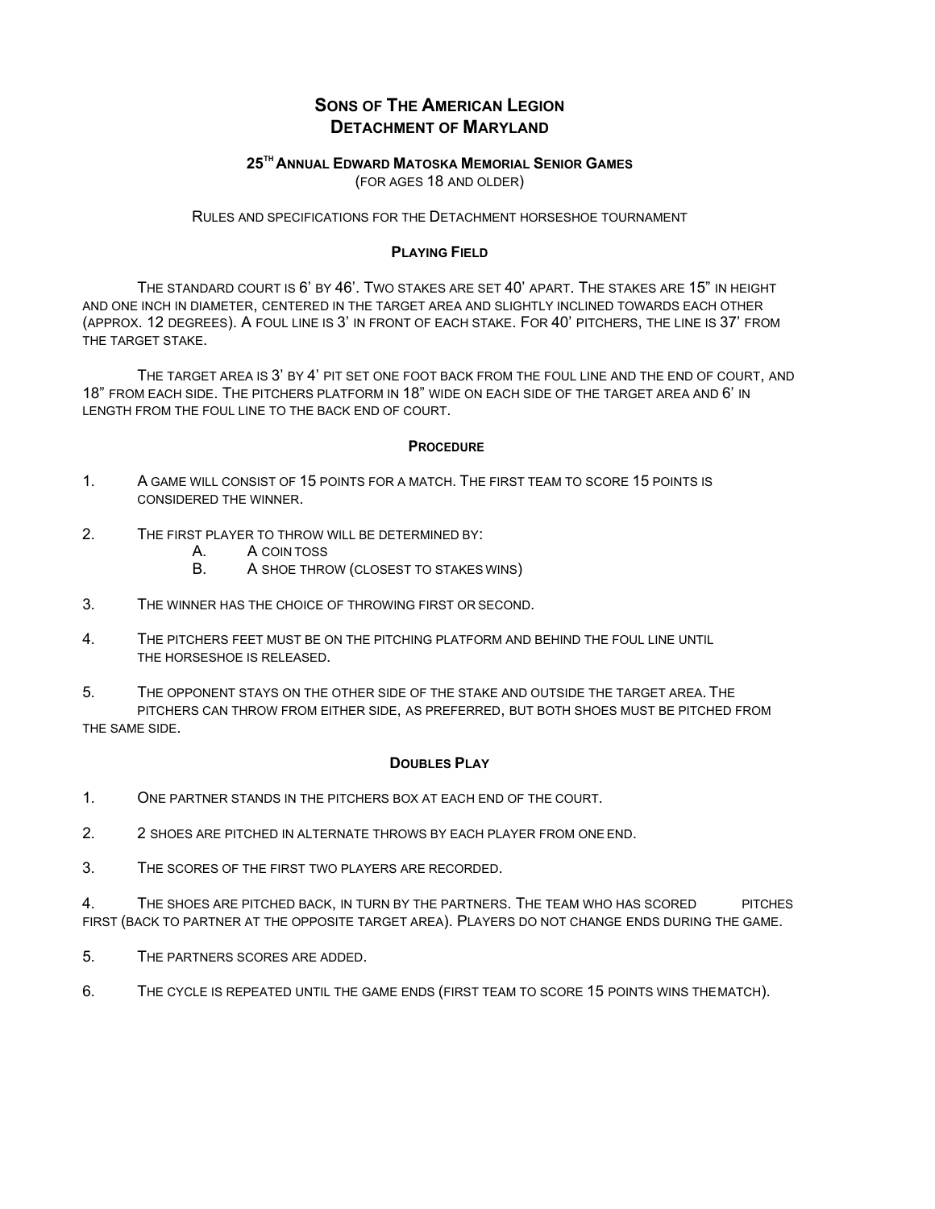# Sons of The American Legion
# Detachment of Maryland

### 25th Annual Edward Matoska Memorial Senior Games

(for ages 18 and older)

Rules and specifications for the Detachment horseshoe tournament

### Playing Field

The standard court is 6' by 46'. Two stakes are set 40' apart. The stakes are 15" in height and one inch in diameter, centered in the target area and slightly inclined towards each other (approx. 12 degrees). A foul line is 3' in front of each stake. For 40' pitchers, the line is 37' from the target stake.

The target area is 3' by 4' pit set one foot back from the foul line and the end of court, and 18" from each side. The pitchers platform in 18" wide on each side of the target area and 6' in length from the foul line to the back end of court.

### Procedure

1. A game will consist of 15 points for a match. The first team to score 15 points is considered the winner.
2. The first player to throw will be determined by:
   - A. A coin toss
   - B. A shoe throw (closest to stakes wins)
3. The winner has the choice of throwing first or second.
4. The pitchers feet must be on the pitching platform and behind the foul line until the horseshoe is released.
5. The opponent stays on the other side of the stake and outside the target area. The pitchers can throw from either side, as preferred, but both shoes must be pitched from the same side.

### Doubles Play

1. One partner stands in the pitchers box at each end of the court.
2. 2 shoes are pitched in alternate throws by each player from one end.
3. The scores of the first two players are recorded.
4. The shoes are pitched back, in turn by the partners. The team who has scored pitches first (back to partner at the opposite target area). Players do not change ends during the game.
5. The partners scores are added.
6. The cycle is repeated until the game ends (first team to score 15 points wins the match).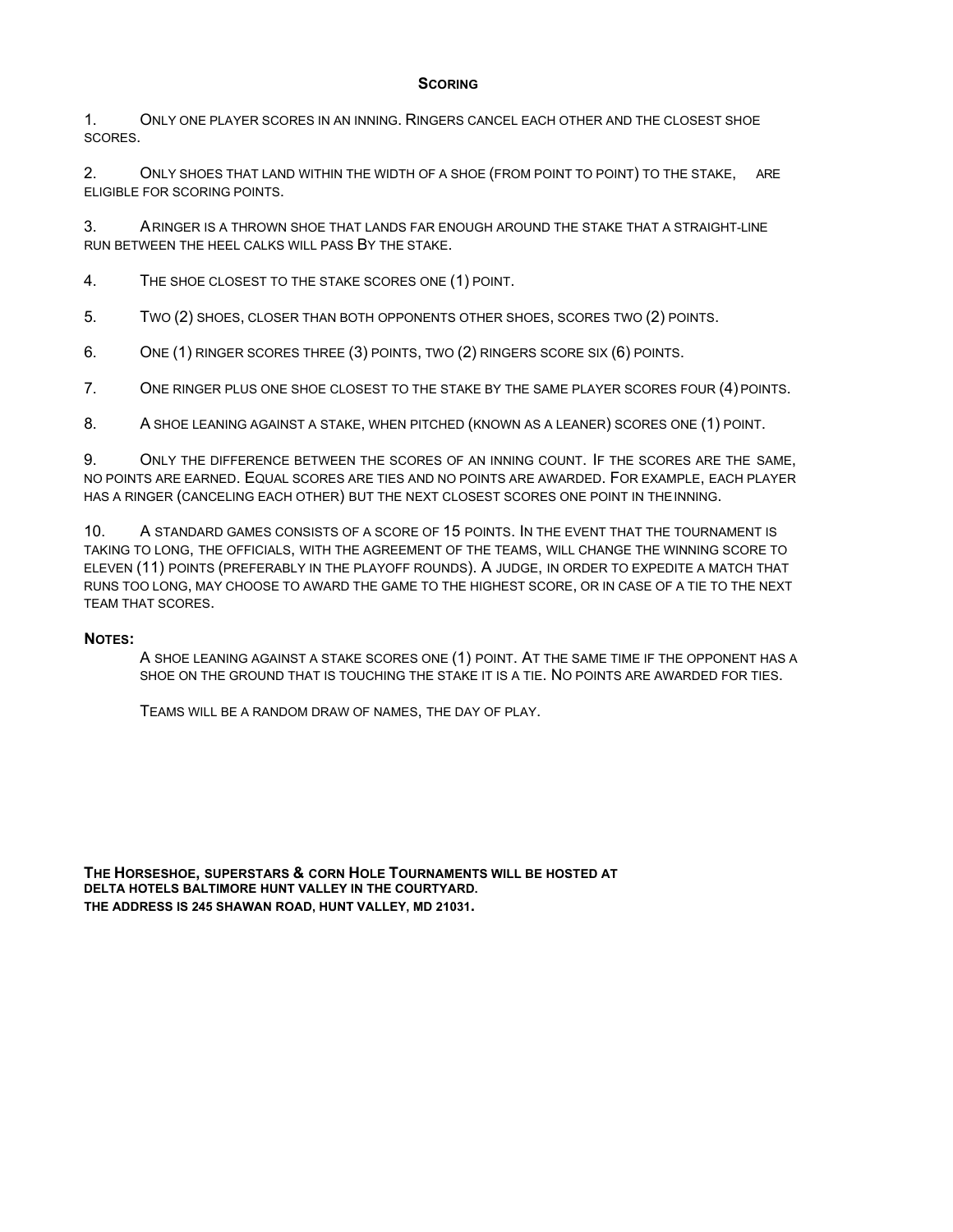## Scoring

1. Only one player scores in an inning. Ringers cancel each other and the closest shoe scores.

2. Only shoes that land within the width of a shoe (from point to point) to the stake, are eligible for scoring points.

3. A ringer is a thrown shoe that lands far enough around the stake that a straight-line run between the heel calks will pass by the stake.

4. The shoe closest to the stake scores one (1) point.

5. Two (2) shoes, closer than both opponents other shoes, scores two (2) points.

6. One (1) ringer scores three (3) points, two (2) ringers score six (6) points.

7. One ringer plus one shoe closest to the stake by the same player scores four (4) points.

8. A shoe leaning against a stake, when pitched (known as a leaner) scores one (1) point.

9. Only the difference between the scores of an inning count. If the scores are the same, no points are earned. Equal scores are ties and no points are awarded. For example, each player has a ringer (canceling each other) but the next closest scores one point in the inning.

10. A standard games consists of a score of 15 points. In the event that the tournament is taking to long, the officials, with the agreement of the teams, will change the winning score to eleven (11) points (preferably in the playoff rounds). A judge, in order to expedite a match that runs too long, may choose to award the game to the highest score, or in case of a tie to the next team that scores.

**Notes:**

A shoe leaning against a stake scores one (1) point. At the same time if the opponent has a shoe on the ground that is touching the stake it is a tie. No points are awarded for ties.

Teams will be a random draw of names, the day of play.

**The Horseshoe, superstars & corn Hole Tournaments will be hosted at Delta Hotels Baltimore Hunt Valley in the courtyard.**
**The address is 245 Shawan Road, Hunt Valley, MD 21031.**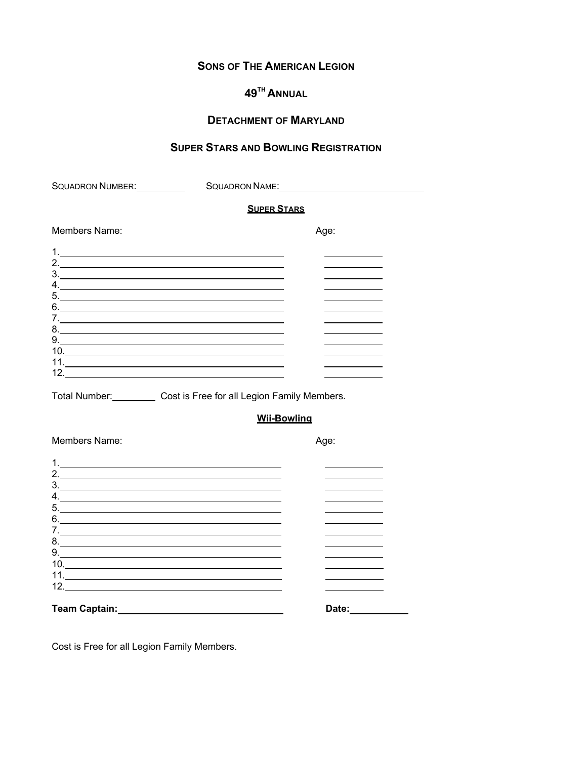# Sons of The American Legion

## 49th Annual

## Detachment of Maryland

## Super Stars and Bowling Registration

Squadron Number:__________ Squadron Name:______________________________

### Super Stars

| Members Name: | Age: |
| --- | --- |
| 1.______________________________ | __________ |
| 2.______________________________ | __________ |
| 3.______________________________ | __________ |
| 4.______________________________ | __________ |
| 5.______________________________ | __________ |
| 6.______________________________ | __________ |
| 7.______________________________ | __________ |
| 8.______________________________ | __________ |
| 9.______________________________ | __________ |
| 10.______________________________ | __________ |
| 11.______________________________ | __________ |
| 12.______________________________ | __________ |

Total Number:________ Cost is Free for all Legion Family Members.

### Wii-Bowling

| Members Name: | Age: |
| --- | --- |
| 1.______________________________ | __________ |
| 2.______________________________ | __________ |
| 3.______________________________ | __________ |
| 4.______________________________ | __________ |
| 5.______________________________ | __________ |
| 6.______________________________ | __________ |
| 7.______________________________ | __________ |
| 8.______________________________ | __________ |
| 9.______________________________ | __________ |
| 10.______________________________ | __________ |
| 11.______________________________ | __________ |
| 12.______________________________ | __________ |

**Team Captain:**______________________________ **Date:**__________

Cost is Free for all Legion Family Members.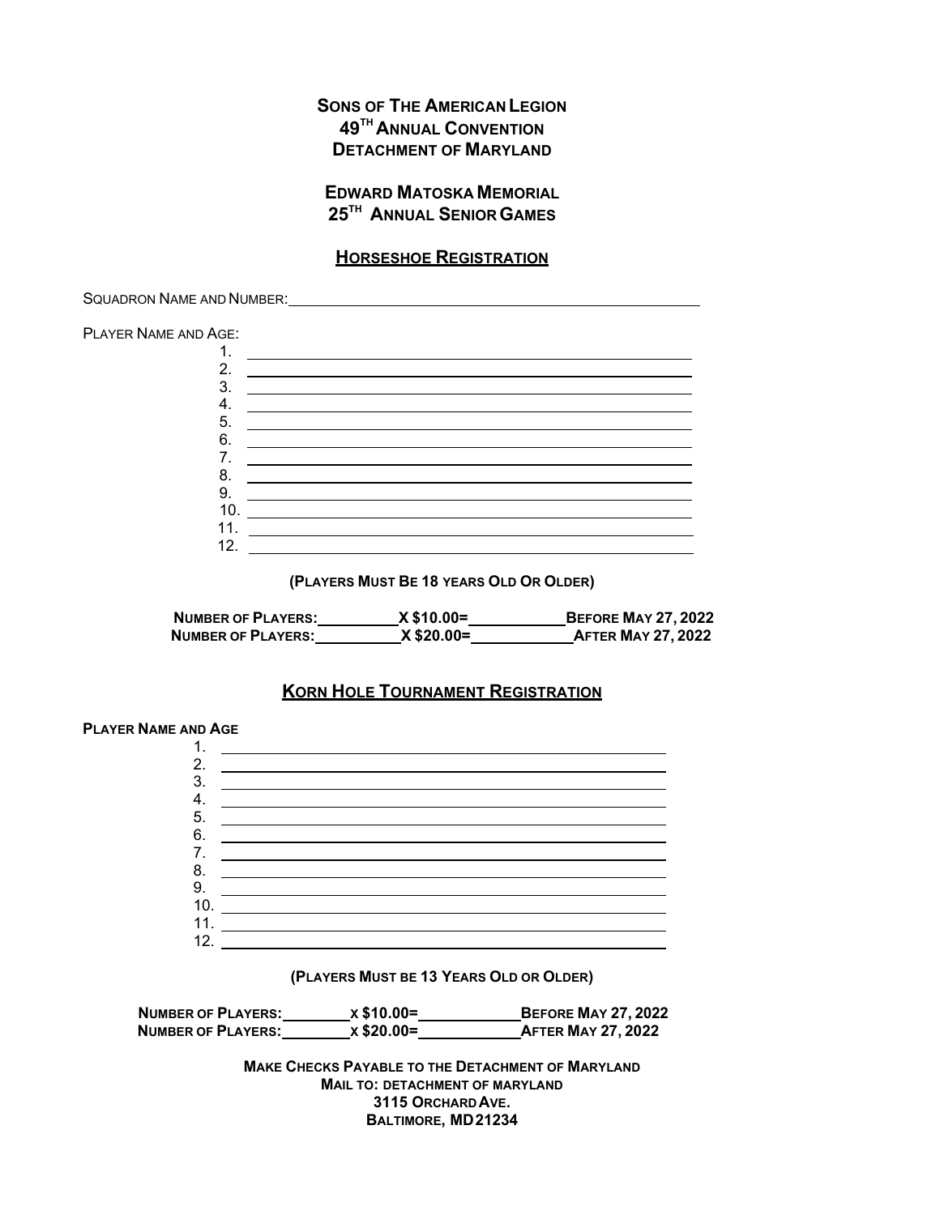**SONS OF THE AMERICAN LEGION**
**49TH ANNUAL CONVENTION**
**DETACHMENT OF MARYLAND**

**EDWARD MATOSKA MEMORIAL**
**25TH ANNUAL SENIOR GAMES**

## HORSESHOE REGISTRATION

SQUADRON NAME AND NUMBER: ______________________________________________

PLAYER NAME AND AGE:

1. ______________________________________________
2. ______________________________________________
3. ______________________________________________
4. ______________________________________________
5. ______________________________________________
6. ______________________________________________
7. ______________________________________________
8. ______________________________________________
9. ______________________________________________
10. ______________________________________________
11. ______________________________________________
12. ______________________________________________

**(PLAYERS MUST BE 18 YEARS OLD OR OLDER)**

**NUMBER OF PLAYERS: ________ X $10.00= __________ BEFORE MAY 27, 2022**
**NUMBER OF PLAYERS: ________ X $20.00= __________ AFTER MAY 27, 2022**

## KORN HOLE TOURNAMENT REGISTRATION

**PLAYER NAME AND AGE**

1. ______________________________________________
2. ______________________________________________
3. ______________________________________________
4. ______________________________________________
5. ______________________________________________
6. ______________________________________________
7. ______________________________________________
8. ______________________________________________
9. ______________________________________________
10. ______________________________________________
11. ______________________________________________
12. ______________________________________________

**(PLAYERS MUST BE 13 YEARS OLD OR OLDER)**

**NUMBER OF PLAYERS: ________ X $10.00= __________ BEFORE MAY 27, 2022**
**NUMBER OF PLAYERS: ________ X $20.00= __________ AFTER MAY 27, 2022**

**MAKE CHECKS PAYABLE TO THE DETACHMENT OF MARYLAND**
**MAIL TO: DETACHMENT OF MARYLAND**
**3115 ORCHARD AVE.**
**BALTIMORE, MD 21234**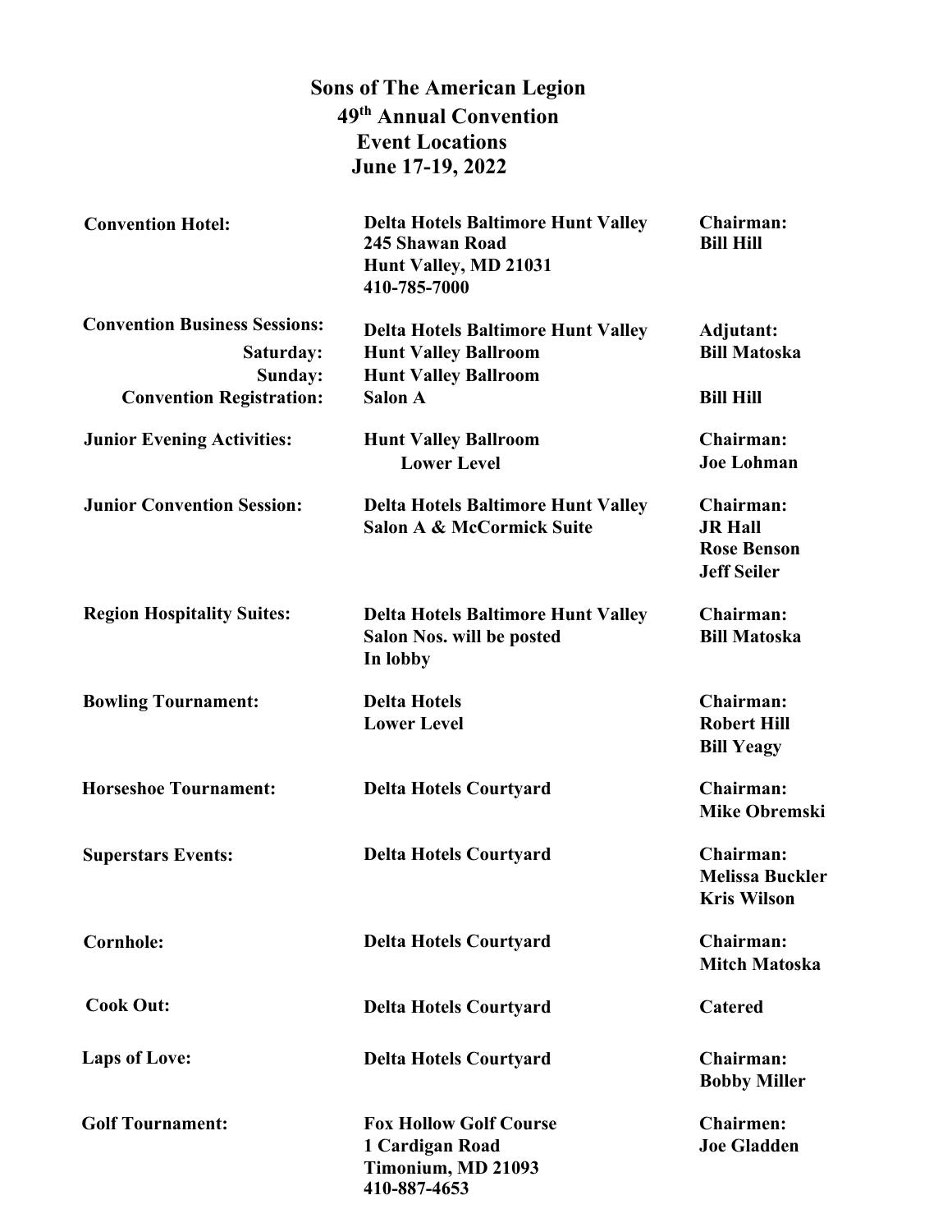# Sons of The American Legion
## 49th Annual Convention
## Event Locations
## June 17-19, 2022

| | | |
|---|---|---|
| **Convention Hotel:** | **Delta Hotels Baltimore Hunt Valley**<br>**245 Shawan Road**<br>**Hunt Valley, MD 21031**<br>**410-785-7000** | **Chairman:**<br>**Bill Hill** |
| **Convention Business Sessions:** | **Delta Hotels Baltimore Hunt Valley** | **Adjutant:** |
| **Saturday:** | **Hunt Valley Ballroom** | **Bill Matoska** |
| **Sunday:** | **Hunt Valley Ballroom** | |
| **Convention Registration:** | **Salon A** | **Bill Hill** |
| **Junior Evening Activities:** | **Hunt Valley Ballroom**<br>**Lower Level** | **Chairman:**<br>**Joe Lohman** |
| **Junior Convention Session:** | **Delta Hotels Baltimore Hunt Valley**<br>**Salon A & McCormick Suite** | **Chairman:**<br>**JR Hall**<br>**Rose Benson**<br>**Jeff Seiler** |
| **Region Hospitality Suites:** | **Delta Hotels Baltimore Hunt Valley**<br>**Salon Nos. will be posted**<br>**In lobby** | **Chairman:**<br>**Bill Matoska** |
| **Bowling Tournament:** | **Delta Hotels**<br>**Lower Level** | **Chairman:**<br>**Robert Hill**<br>**Bill Yeagy** |
| **Horseshoe Tournament:** | **Delta Hotels Courtyard** | **Chairman:**<br>**Mike Obremski** |
| **Superstars Events:** | **Delta Hotels Courtyard** | **Chairman:**<br>**Melissa Buckler**<br>**Kris Wilson** |
| **Cornhole:** | **Delta Hotels Courtyard** | **Chairman:**<br>**Mitch Matoska** |
| **Cook Out:** | **Delta Hotels Courtyard** | **Catered** |
| **Laps of Love:** | **Delta Hotels Courtyard** | **Chairman:**<br>**Bobby Miller** |
| **Golf Tournament:** | **Fox Hollow Golf Course**<br>**1 Cardigan Road**<br>**Timonium, MD 21093**<br>**410-887-4653** | **Chairmen:**<br>**Joe Gladden** |